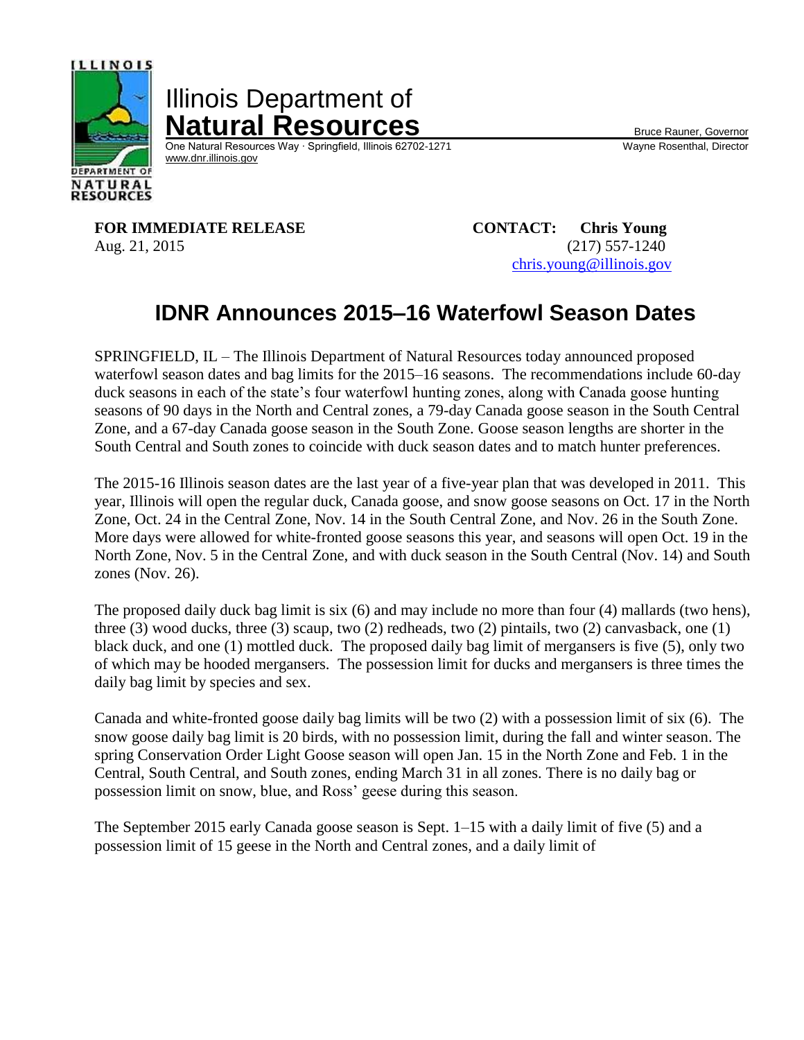Illinois Department of
**Natural Resources**
One Natural Resources Way · Springfield, Illinois 62702-1271
www.dnr.illinois.gov

Bruce Rauner, Governor
Wayne Rosenthal, Director

**FOR IMMEDIATE RELEASE**
Aug. 21, 2015

**CONTACT: Chris Young**
(217) 557-1240
chris.young@illinois.gov

# IDNR Announces 2015–16 Waterfowl Season Dates

SPRINGFIELD, IL – The Illinois Department of Natural Resources today announced proposed waterfowl season dates and bag limits for the 2015–16 seasons. The recommendations include 60-day duck seasons in each of the state's four waterfowl hunting zones, along with Canada goose hunting seasons of 90 days in the North and Central zones, a 79-day Canada goose season in the South Central Zone, and a 67-day Canada goose season in the South Zone. Goose season lengths are shorter in the South Central and South zones to coincide with duck season dates and to match hunter preferences.

The 2015-16 Illinois season dates are the last year of a five-year plan that was developed in 2011. This year, Illinois will open the regular duck, Canada goose, and snow goose seasons on Oct. 17 in the North Zone, Oct. 24 in the Central Zone, Nov. 14 in the South Central Zone, and Nov. 26 in the South Zone. More days were allowed for white-fronted goose seasons this year, and seasons will open Oct. 19 in the North Zone, Nov. 5 in the Central Zone, and with duck season in the South Central (Nov. 14) and South zones (Nov. 26).

The proposed daily duck bag limit is six (6) and may include no more than four (4) mallards (two hens), three (3) wood ducks, three (3) scaup, two (2) redheads, two (2) pintails, two (2) canvasback, one (1) black duck, and one (1) mottled duck. The proposed daily bag limit of mergansers is five (5), only two of which may be hooded mergansers. The possession limit for ducks and mergansers is three times the daily bag limit by species and sex.

Canada and white-fronted goose daily bag limits will be two (2) with a possession limit of six (6). The snow goose daily bag limit is 20 birds, with no possession limit, during the fall and winter season. The spring Conservation Order Light Goose season will open Jan. 15 in the North Zone and Feb. 1 in the Central, South Central, and South zones, ending March 31 in all zones. There is no daily bag or possession limit on snow, blue, and Ross' geese during this season.

The September 2015 early Canada goose season is Sept. 1–15 with a daily limit of five (5) and a possession limit of 15 geese in the North and Central zones, and a daily limit of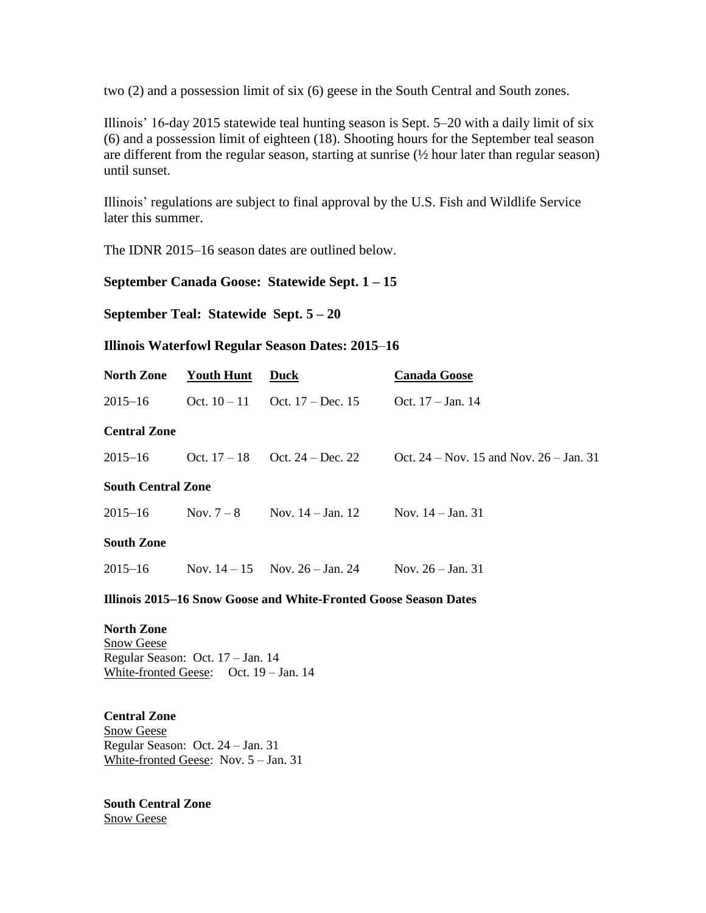two (2) and a possession limit of six (6) geese in the South Central and South zones.

Illinois' 16-day 2015 statewide teal hunting season is Sept. 5–20 with a daily limit of six (6) and a possession limit of eighteen (18). Shooting hours for the September teal season are different from the regular season, starting at sunrise (½ hour later than regular season) until sunset.

Illinois' regulations are subject to final approval by the U.S. Fish and Wildlife Service later this summer.

The IDNR 2015–16 season dates are outlined below.

**September Canada Goose: Statewide Sept. 1 – 15**

**September Teal: Statewide Sept. 5 – 20**

**Illinois Waterfowl Regular Season Dates: 2015–16**

| **North Zone** | **Youth Hunt** | **Duck** | **Canada Goose** |
|---|---|---|---|
| 2015–16 | Oct. 10 – 11 | Oct. 17 – Dec. 15 | Oct. 17 – Jan. 14 |
| **Central Zone** | | | |
| 2015–16 | Oct. 17 – 18 | Oct. 24 – Dec. 22 | Oct. 24 – Nov. 15 and Nov. 26 – Jan. 31 |
| **South Central Zone** | | | |
| 2015–16 | Nov. 7 – 8 | Nov. 14 – Jan. 12 | Nov. 14 – Jan. 31 |
| **South Zone** | | | |
| 2015–16 | Nov. 14 – 15 | Nov. 26 – Jan. 24 | Nov. 26 – Jan. 31 |

**Illinois 2015–16 Snow Goose and White-Fronted Goose Season Dates**

**North Zone**
Snow Geese
Regular Season: Oct. 17 – Jan. 14
White-fronted Geese: Oct. 19 – Jan. 14

**Central Zone**
Snow Geese
Regular Season: Oct. 24 – Jan. 31
White-fronted Geese: Nov. 5 – Jan. 31

**South Central Zone**
Snow Geese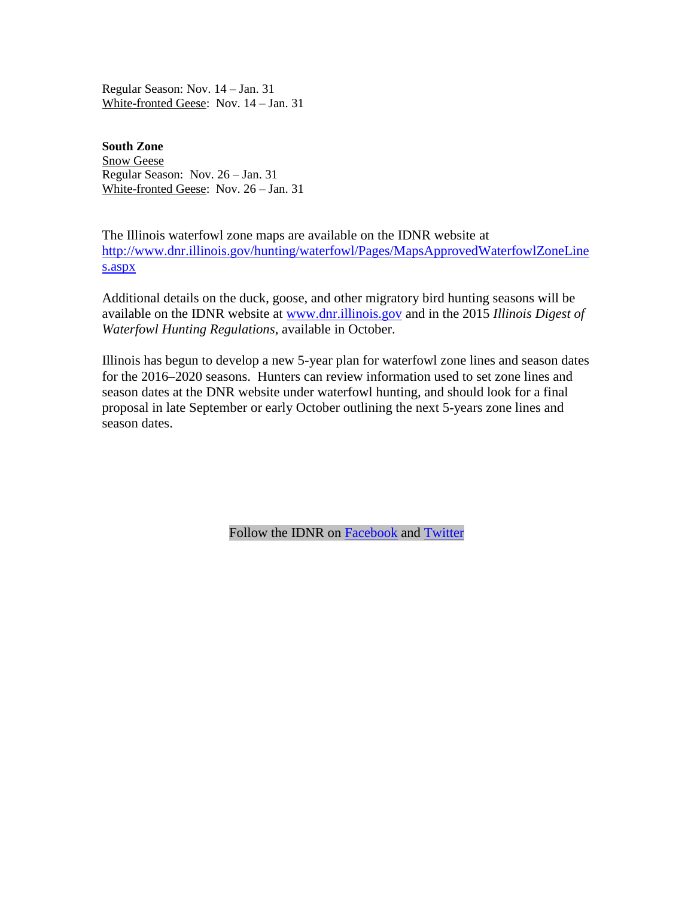Regular Season: Nov. 14 – Jan. 31
White-fronted Geese: Nov. 14 – Jan. 31

**South Zone**
Snow Geese
Regular Season: Nov. 26 – Jan. 31
White-fronted Geese: Nov. 26 – Jan. 31

The Illinois waterfowl zone maps are available on the IDNR website at http://www.dnr.illinois.gov/hunting/waterfowl/Pages/MapsApprovedWaterfowlZoneLines.aspx

Additional details on the duck, goose, and other migratory bird hunting seasons will be available on the IDNR website at www.dnr.illinois.gov and in the 2015 *Illinois Digest of Waterfowl Hunting Regulations*, available in October.

Illinois has begun to develop a new 5-year plan for waterfowl zone lines and season dates for the 2016–2020 seasons. Hunters can review information used to set zone lines and season dates at the DNR website under waterfowl hunting, and should look for a final proposal in late September or early October outlining the next 5-years zone lines and season dates.

Follow the IDNR on Facebook and Twitter